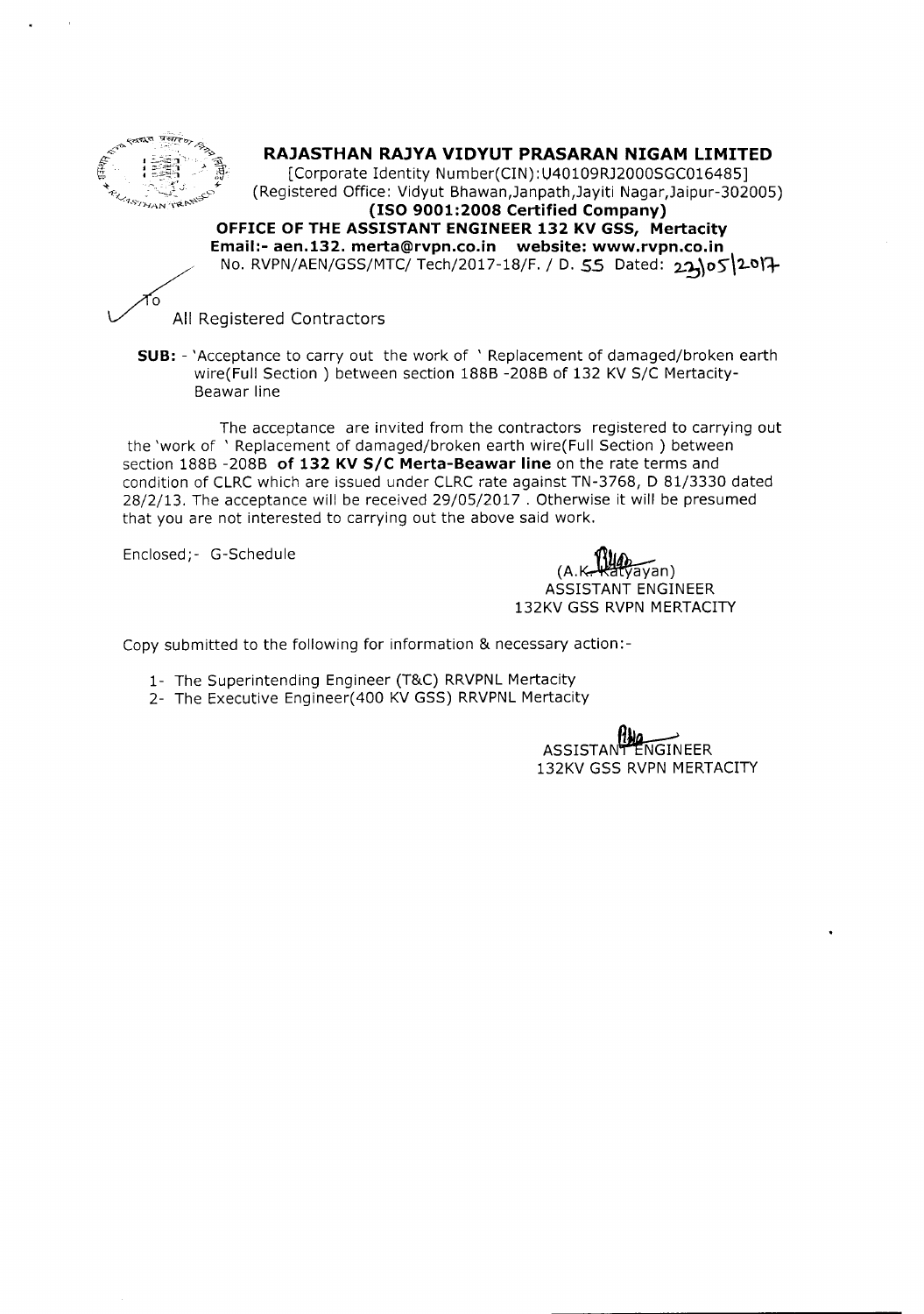# RAJASTHAN RAJYA VIDYUT PRASARAN NIGAM LIMITED

[Corporate Identity Number(CIN):U40109RJ2000SGC016485]
(Registered Office: Vidyut Bhawan,Janpath,Jayiti Nagar,Jaipur-302005)
**(ISO 9001:2008 Certified Company)**
**OFFICE OF THE ASSISTANT ENGINEER 132 KV GSS, Mertacity**
**Email:- aen.132. merta@rvpn.co.in website: www.rvpn.co.in**
No. RVPN/AEN/GSS/MTC/ Tech/2017-18/F. / D. 55 Dated: 23/05/2017

To
All Registered Contractors

**SUB:** - 'Acceptance to carry out the work of ' Replacement of damaged/broken earth wire(Full Section ) between section 188B -208B of 132 KV S/C Mertacity-Beawar line

The acceptance are invited from the contractors registered to carrying out the 'work of ' Replacement of damaged/broken earth wire(Full Section ) between section 188B -208B **of 132 KV S/C Merta-Beawar line** on the rate terms and condition of CLRC which are issued under CLRC rate against TN-3768, D 81/3330 dated 28/2/13. The acceptance will be received 29/05/2017 . Otherwise it will be presumed that you are not interested to carrying out the above said work.

Enclosed;- G-Schedule

(A.K. Katyayan)
ASSISTANT ENGINEER
132KV GSS RVPN MERTACITY

Copy submitted to the following for information & necessary action:-

1- The Superintending Engineer (T&C) RRVPNL Mertacity
2- The Executive Engineer(400 KV GSS) RRVPNL Mertacity

ASSISTANT ENGINEER
132KV GSS RVPN MERTACITY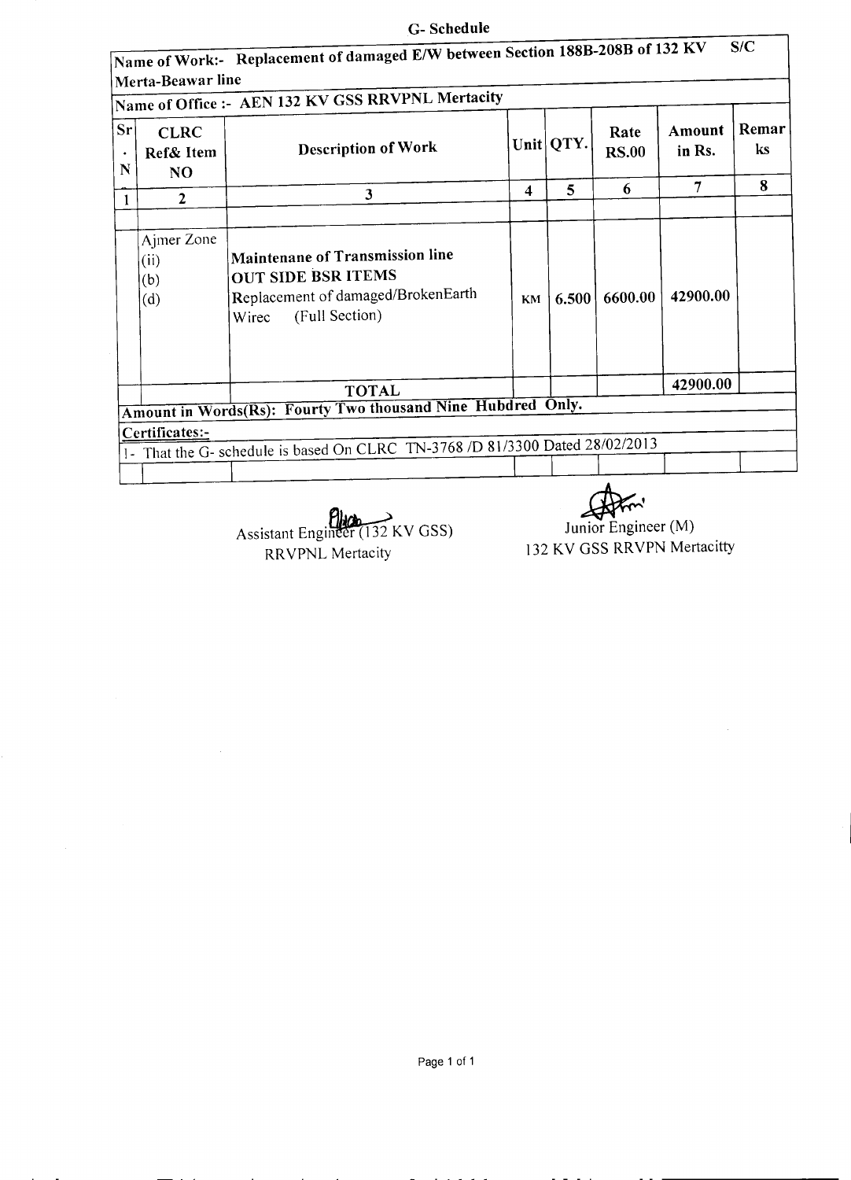# G- Schedule

**Name of Work:- Replacement of damaged E/W between Section 188B-208B of 132 KV S/C Merta-Beawar line**

**Name of Office :- AEN 132 KV GSS RRVPNL Mertacity**

| Sr. N | CLRC Ref& Item NO | Description of Work | Unit | QTY. | Rate RS.00 | Amount in Rs. | Remarks |
|---|---|---|---|---|---|---|---|
| 1 | 2 | 3 | 4 | 5 | 6 | 7 | 8 |
| | | | | | | | |
| | Ajmer Zone (ii) (b) (d) | **Maintenane of Transmission line** **OUT SIDE BSR ITEMS** Replacement of damaged/BrokenEarth Wirec (Full Section) | KM | 6.500 | 6600.00 | 42900.00 | |
| | | **TOTAL** | | | | 42900.00 | |

**Amount in Words(Rs): Fourty Two thousand Nine Hubdred Only.**

**Certificates:-**

1- That the G- schedule is based On CLRC TN-3768 /D 81/3300 Dated 28/02/2013

Assistant Engineer (132 KV GSS)
RRVPNL Mertacity

Junior Engineer (M)
132 KV GSS RRVPN Mertacitty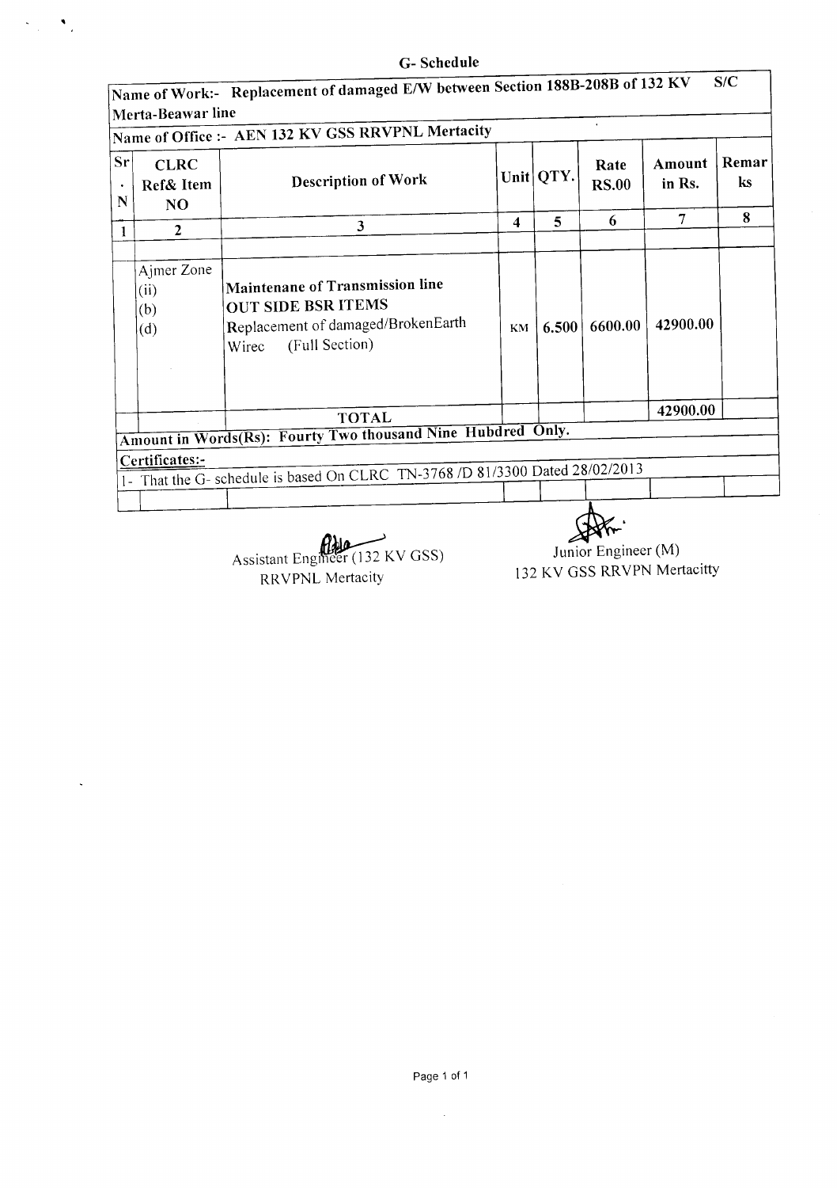# G- Schedule

**Name of Work:- Replacement of damaged E/W between Section 188B-208B of 132 KV S/C Merta-Beawar line**

**Name of Office :- AEN 132 KV GSS RRVPNL Mertacity**

| Sr. N | CLRC Ref& Item NO | Description of Work | Unit | QTY. | Rate RS.00 | Amount in Rs. | Remarks |
|---|---|---|---|---|---|---|---|
| 1 | 2 | 3 | 4 | 5 | 6 | 7 | 8 |
| | Ajmer Zone (ii) (b) (d) | **Maintenane of Transmission line** **OUT SIDE BSR ITEMS** Replacement of damaged/BrokenEarth Wirec (Full Section) | KM | 6.500 | 6600.00 | 42900.00 | |
| | | TOTAL | | | | 42900.00 | |

**Amount in Words(Rs): Fourty Two thousand Nine Hubdred Only.**

**Certificates:-**

1- That the G- schedule is based On CLRC TN-3768 /D 81/3300 Dated 28/02/2013

Assistant Engineer (132 KV GSS)
RRVPNL Mertacity

Junior Engineer (M)
132 KV GSS RRVPN Mertacitty